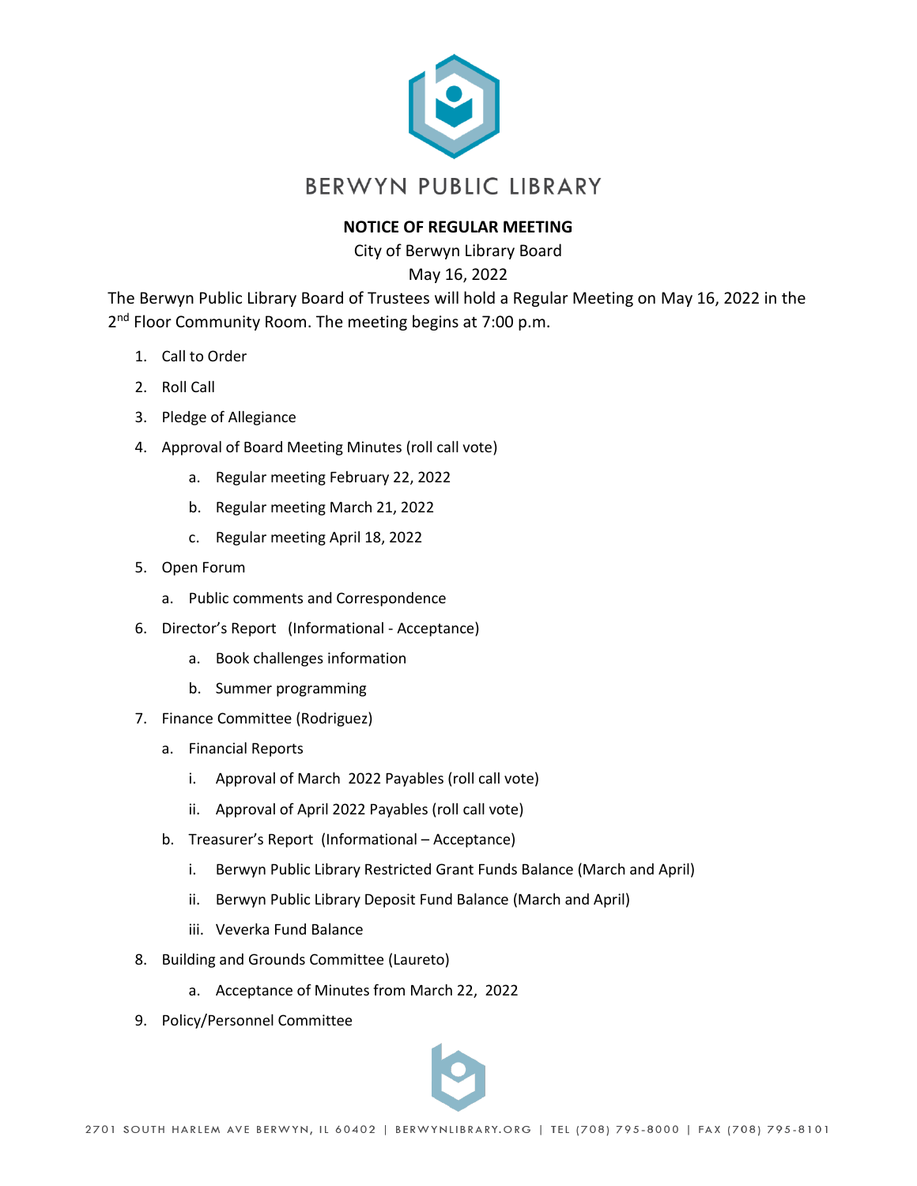# BERWYN PUBLIC LIBRARY

**NOTICE OF REGULAR MEETING**

City of Berwyn Library Board

May 16, 2022

The Berwyn Public Library Board of Trustees will hold a Regular Meeting on May 16, 2022 in the 2nd Floor Community Room. The meeting begins at 7:00 p.m.

1. Call to Order
2. Roll Call
3. Pledge of Allegiance
4. Approval of Board Meeting Minutes (roll call vote)
   a. Regular meeting February 22, 2022
   b. Regular meeting March 21, 2022
   c. Regular meeting April 18, 2022
5. Open Forum
   a. Public comments and Correspondence
6. Director's Report (Informational - Acceptance)
   a. Book challenges information
   b. Summer programming
7. Finance Committee (Rodriguez)
   a. Financial Reports
      i. Approval of March 2022 Payables (roll call vote)
      ii. Approval of April 2022 Payables (roll call vote)
   b. Treasurer's Report (Informational – Acceptance)
      i. Berwyn Public Library Restricted Grant Funds Balance (March and April)
      ii. Berwyn Public Library Deposit Fund Balance (March and April)
      iii. Veverka Fund Balance
8. Building and Grounds Committee (Laureto)
   a. Acceptance of Minutes from March 22, 2022
9. Policy/Personnel Committee

2701 SOUTH HARLEM AVE BERWYN, IL 60402 | BERWYNLIBRARY.ORG | TEL (708) 795-8000 | FAX (708) 795-8101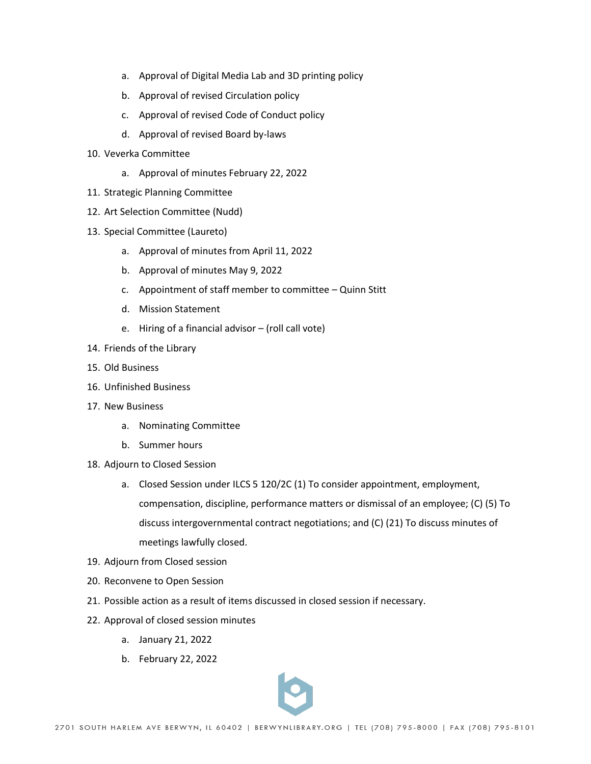a. Approval of Digital Media Lab and 3D printing policy
   b. Approval of revised Circulation policy
   c. Approval of revised Code of Conduct policy
   d. Approval of revised Board by-laws

10. Veverka Committee
    a. Approval of minutes February 22, 2022
11. Strategic Planning Committee
12. Art Selection Committee (Nudd)
13. Special Committee (Laureto)
    a. Approval of minutes from April 11, 2022
    b. Approval of minutes May 9, 2022
    c. Appointment of staff member to committee – Quinn Stitt
    d. Mission Statement
    e. Hiring of a financial advisor – (roll call vote)
14. Friends of the Library
15. Old Business
16. Unfinished Business
17. New Business
    a. Nominating Committee
    b. Summer hours
18. Adjourn to Closed Session
    a. Closed Session under ILCS 5 120/2C (1) To consider appointment, employment, compensation, discipline, performance matters or dismissal of an employee; (C) (5) To discuss intergovernmental contract negotiations; and (C) (21) To discuss minutes of meetings lawfully closed.
19. Adjourn from Closed session
20. Reconvene to Open Session
21. Possible action as a result of items discussed in closed session if necessary.
22. Approval of closed session minutes
    a. January 21, 2022
    b. February 22, 2022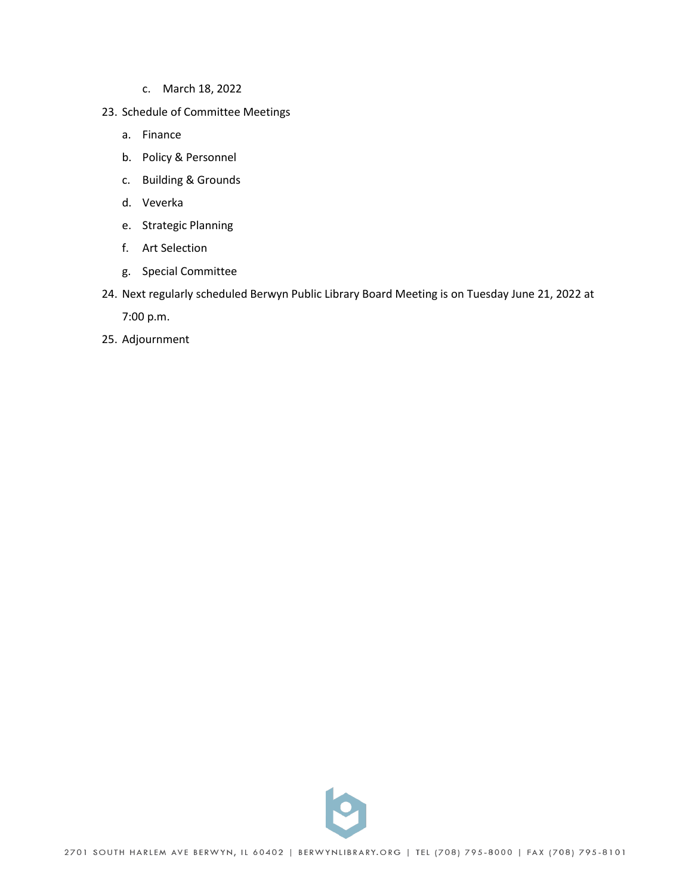c. March 18, 2022

23. Schedule of Committee Meetings
    a. Finance
    b. Policy & Personnel
    c. Building & Grounds
    d. Veverka
    e. Strategic Planning
    f. Art Selection
    g. Special Committee
24. Next regularly scheduled Berwyn Public Library Board Meeting is on Tuesday June 21, 2022 at 7:00 p.m.
25. Adjournment